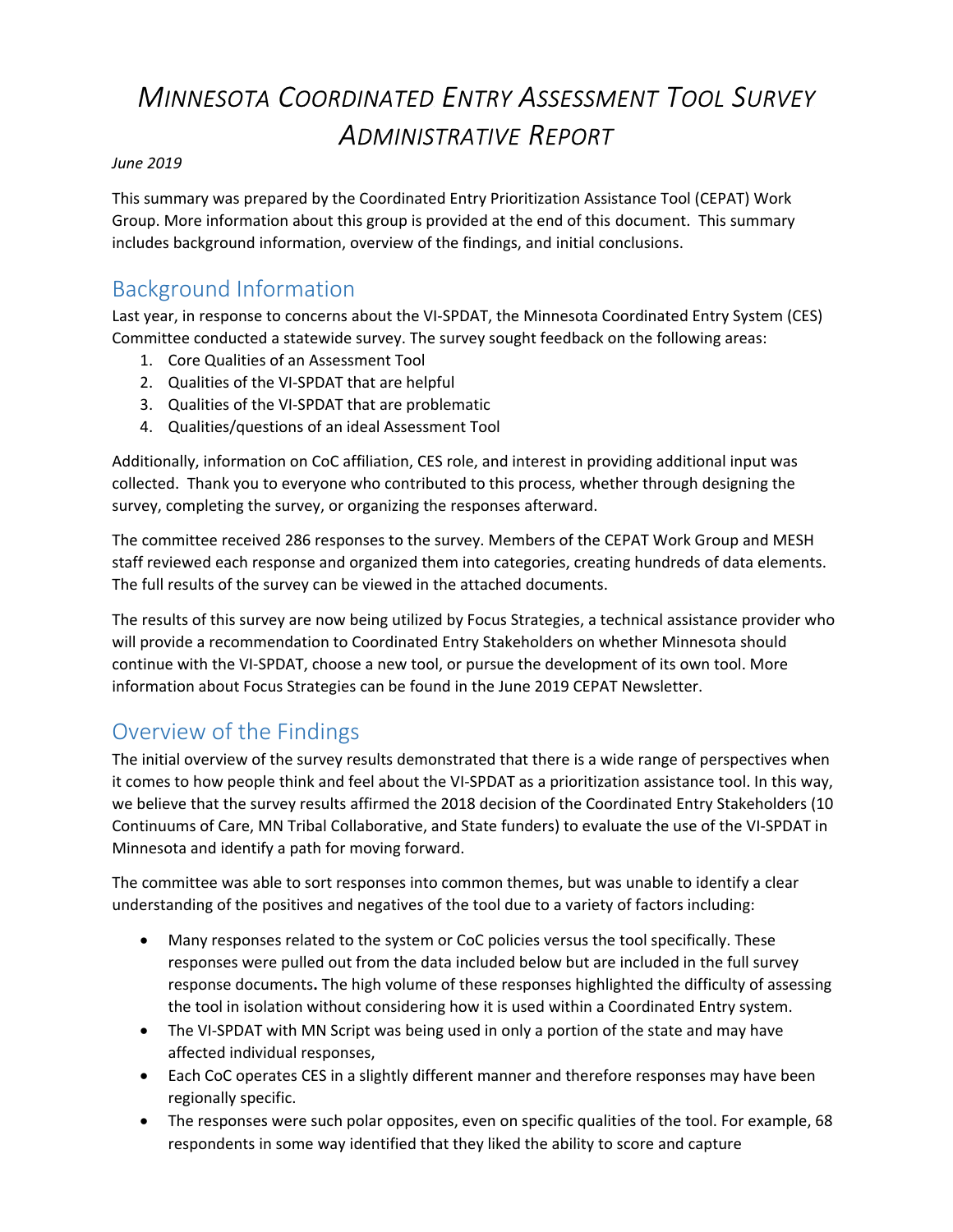# *Minnesota Coordinated Entry Assessment Tool Survey Administrative Report*

*June 2019*

This summary was prepared by the Coordinated Entry Prioritization Assistance Tool (CEPAT) Work Group. More information about this group is provided at the end of this document. This summary includes background information, overview of the findings, and initial conclusions.

## Background Information

Last year, in response to concerns about the VI-SPDAT, the Minnesota Coordinated Entry System (CES) Committee conducted a statewide survey. The survey sought feedback on the following areas:

1. Core Qualities of an Assessment Tool
2. Qualities of the VI-SPDAT that are helpful
3. Qualities of the VI-SPDAT that are problematic
4. Qualities/questions of an ideal Assessment Tool

Additionally, information on CoC affiliation, CES role, and interest in providing additional input was collected. Thank you to everyone who contributed to this process, whether through designing the survey, completing the survey, or organizing the responses afterward.

The committee received 286 responses to the survey. Members of the CEPAT Work Group and MESH staff reviewed each response and organized them into categories, creating hundreds of data elements. The full results of the survey can be viewed in the attached documents.

The results of this survey are now being utilized by Focus Strategies, a technical assistance provider who will provide a recommendation to Coordinated Entry Stakeholders on whether Minnesota should continue with the VI-SPDAT, choose a new tool, or pursue the development of its own tool. More information about Focus Strategies can be found in the June 2019 CEPAT Newsletter.

## Overview of the Findings

The initial overview of the survey results demonstrated that there is a wide range of perspectives when it comes to how people think and feel about the VI-SPDAT as a prioritization assistance tool. In this way, we believe that the survey results affirmed the 2018 decision of the Coordinated Entry Stakeholders (10 Continuums of Care, MN Tribal Collaborative, and State funders) to evaluate the use of the VI-SPDAT in Minnesota and identify a path for moving forward.

The committee was able to sort responses into common themes, but was unable to identify a clear understanding of the positives and negatives of the tool due to a variety of factors including:

- Many responses related to the system or CoC policies versus the tool specifically. These responses were pulled out from the data included below but are included in the full survey response documents**.** The high volume of these responses highlighted the difficulty of assessing the tool in isolation without considering how it is used within a Coordinated Entry system.
- The VI-SPDAT with MN Script was being used in only a portion of the state and may have affected individual responses,
- Each CoC operates CES in a slightly different manner and therefore responses may have been regionally specific.
- The responses were such polar opposites, even on specific qualities of the tool. For example, 68 respondents in some way identified that they liked the ability to score and capture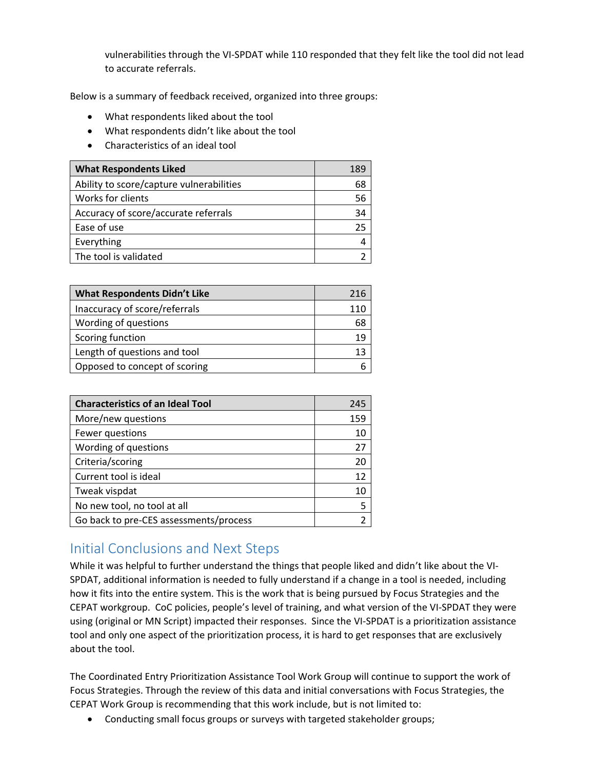vulnerabilities through the VI-SPDAT while 110 responded that they felt like the tool did not lead to accurate referrals.

Below is a summary of feedback received, organized into three groups:

- What respondents liked about the tool
- What respondents didn't like about the tool
- Characteristics of an ideal tool

| **What Respondents Liked** | 189 |
|---|---|
| Ability to score/capture vulnerabilities | 68 |
| Works for clients | 56 |
| Accuracy of score/accurate referrals | 34 |
| Ease of use | 25 |
| Everything | 4 |
| The tool is validated | 2 |

| **What Respondents Didn't Like** | 216 |
|---|---|
| Inaccuracy of score/referrals | 110 |
| Wording of questions | 68 |
| Scoring function | 19 |
| Length of questions and tool | 13 |
| Opposed to concept of scoring | 6 |

| **Characteristics of an Ideal Tool** | 245 |
|---|---|
| More/new questions | 159 |
| Fewer questions | 10 |
| Wording of questions | 27 |
| Criteria/scoring | 20 |
| Current tool is ideal | 12 |
| Tweak vispdat | 10 |
| No new tool, no tool at all | 5 |
| Go back to pre-CES assessments/process | 2 |

## Initial Conclusions and Next Steps

While it was helpful to further understand the things that people liked and didn't like about the VI-SPDAT, additional information is needed to fully understand if a change in a tool is needed, including how it fits into the entire system. This is the work that is being pursued by Focus Strategies and the CEPAT workgroup. CoC policies, people's level of training, and what version of the VI-SPDAT they were using (original or MN Script) impacted their responses. Since the VI-SPDAT is a prioritization assistance tool and only one aspect of the prioritization process, it is hard to get responses that are exclusively about the tool.

The Coordinated Entry Prioritization Assistance Tool Work Group will continue to support the work of Focus Strategies. Through the review of this data and initial conversations with Focus Strategies, the CEPAT Work Group is recommending that this work include, but is not limited to:

- Conducting small focus groups or surveys with targeted stakeholder groups;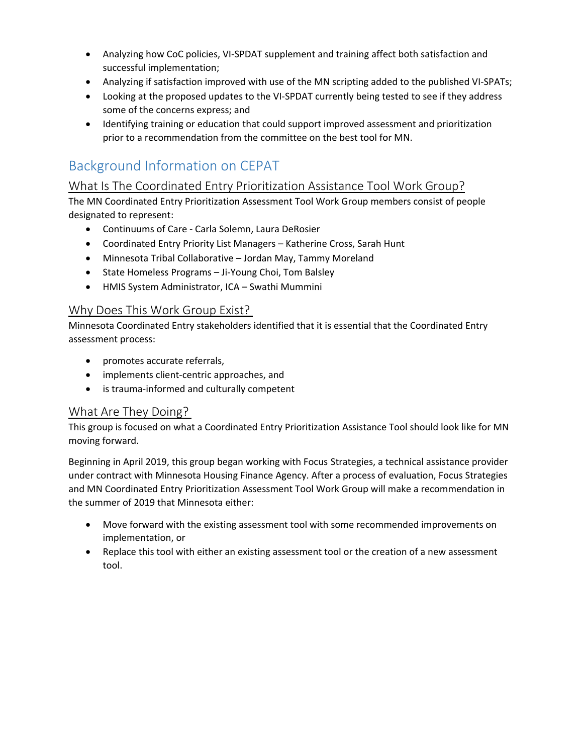- Analyzing how CoC policies, VI-SPDAT supplement and training affect both satisfaction and successful implementation;
- Analyzing if satisfaction improved with use of the MN scripting added to the published VI-SPATs;
- Looking at the proposed updates to the VI-SPDAT currently being tested to see if they address some of the concerns express; and
- Identifying training or education that could support improved assessment and prioritization prior to a recommendation from the committee on the best tool for MN.

# Background Information on CEPAT

## What Is The Coordinated Entry Prioritization Assistance Tool Work Group?

The MN Coordinated Entry Prioritization Assessment Tool Work Group members consist of people designated to represent:

- Continuums of Care - Carla Solemn, Laura DeRosier
- Coordinated Entry Priority List Managers – Katherine Cross, Sarah Hunt
- Minnesota Tribal Collaborative – Jordan May, Tammy Moreland
- State Homeless Programs – Ji-Young Choi, Tom Balsley
- HMIS System Administrator, ICA – Swathi Mummini

## Why Does This Work Group Exist?

Minnesota Coordinated Entry stakeholders identified that it is essential that the Coordinated Entry assessment process:

- promotes accurate referrals,
- implements client-centric approaches, and
- is trauma-informed and culturally competent

## What Are They Doing?

This group is focused on what a Coordinated Entry Prioritization Assistance Tool should look like for MN moving forward.

Beginning in April 2019, this group began working with Focus Strategies, a technical assistance provider under contract with Minnesota Housing Finance Agency. After a process of evaluation, Focus Strategies and MN Coordinated Entry Prioritization Assessment Tool Work Group will make a recommendation in the summer of 2019 that Minnesota either:

- Move forward with the existing assessment tool with some recommended improvements on implementation, or
- Replace this tool with either an existing assessment tool or the creation of a new assessment tool.